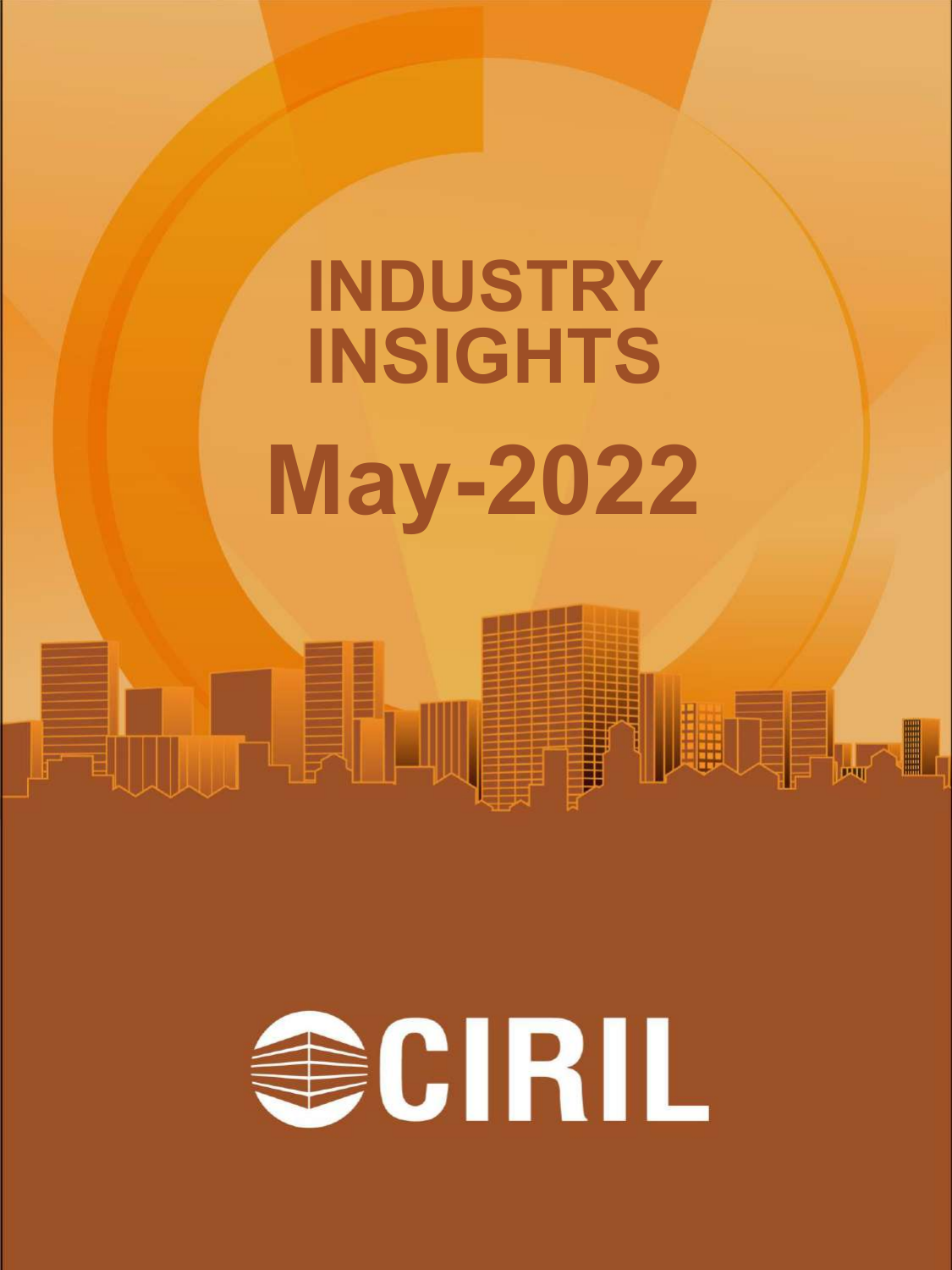# INDUSTRY INSIGHTS

# May-2022

CIRIL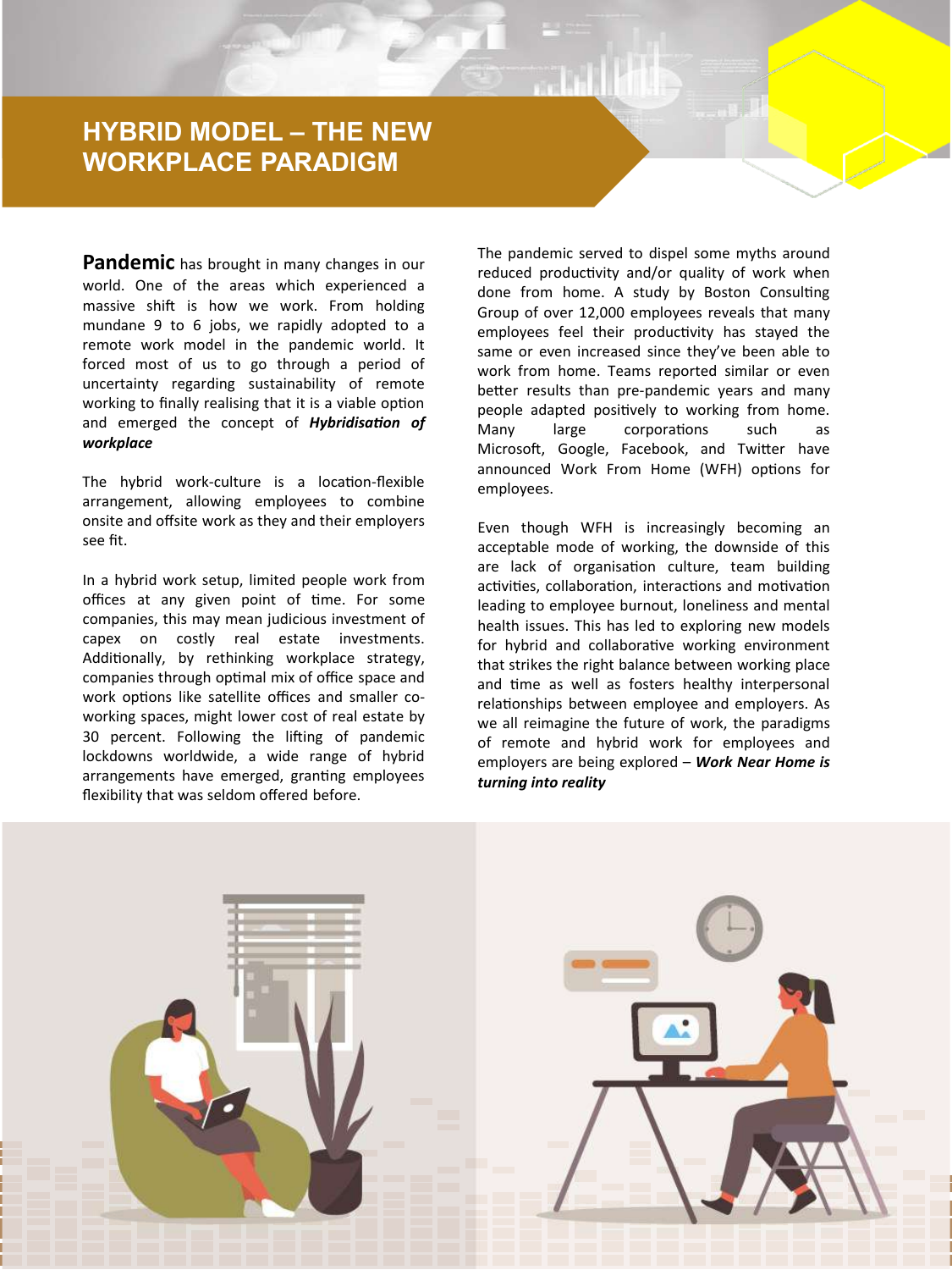# HYBRID MODEL – THE NEW WORKPLACE PARADIGM

**Pandemic** has brought in many changes in our world. One of the areas which experienced a massive shift is how we work. From holding mundane 9 to 6 jobs, we rapidly adopted to a remote work model in the pandemic world. It forced most of us to go through a period of uncertainty regarding sustainability of remote working to finally realising that it is a viable option and emerged the concept of ***Hybridisation of workplace***

The hybrid work-culture is a location-flexible arrangement, allowing employees to combine onsite and offsite work as they and their employers see fit.

In a hybrid work setup, limited people work from offices at any given point of time. For some companies, this may mean judicious investment of capex on costly real estate investments. Additionally, by rethinking workplace strategy, companies through optimal mix of office space and work options like satellite offices and smaller co-working spaces, might lower cost of real estate by 30 percent. Following the lifting of pandemic lockdowns worldwide, a wide range of hybrid arrangements have emerged, granting employees flexibility that was seldom offered before.

The pandemic served to dispel some myths around reduced productivity and/or quality of work when done from home. A study by Boston Consulting Group of over 12,000 employees reveals that many employees feel their productivity has stayed the same or even increased since they've been able to work from home. Teams reported similar or even better results than pre-pandemic years and many people adapted positively to working from home. Many large corporations such as Microsoft, Google, Facebook, and Twitter have announced Work From Home (WFH) options for employees.

Even though WFH is increasingly becoming an acceptable mode of working, the downside of this are lack of organisation culture, team building activities, collaboration, interactions and motivation leading to employee burnout, loneliness and mental health issues. This has led to exploring new models for hybrid and collaborative working environment that strikes the right balance between working place and time as well as fosters healthy interpersonal relationships between employee and employers. As we all reimagine the future of work, the paradigms of remote and hybrid work for employees and employers are being explored – ***Work Near Home is turning into reality***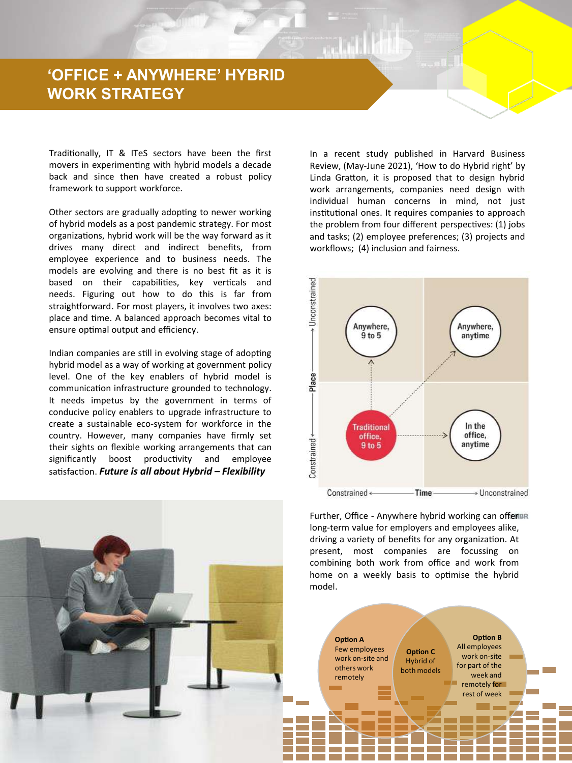# 'OFFICE + ANYWHERE' HYBRID WORK STRATEGY

Traditionally, IT & ITeS sectors have been the first movers in experimenting with hybrid models a decade back and since then have created a robust policy framework to support workforce.

Other sectors are gradually adopting to newer working of hybrid models as a post pandemic strategy. For most organizations, hybrid work will be the way forward as it drives many direct and indirect benefits, from employee experience and to business needs. The models are evolving and there is no best fit as it is based on their capabilities, key verticals and needs. Figuring out how to do this is far from straightforward. For most players, it involves two axes: place and time. A balanced approach becomes vital to ensure optimal output and efficiency.

Indian companies are still in evolving stage of adopting hybrid model as a way of working at government policy level. One of the key enablers of hybrid model is communication infrastructure grounded to technology. It needs impetus by the government in terms of conducive policy enablers to upgrade infrastructure to create a sustainable eco-system for workforce in the country. However, many companies have firmly set their sights on flexible working arrangements that can significantly boost productivity and employee satisfaction. ***Future is all about Hybrid – Flexibility***

In a recent study published in Harvard Business Review, (May-June 2021), 'How to do Hybrid right' by Linda Gratton, it is proposed that to design hybrid work arrangements, companies need design with individual human concerns in mind, not just institutional ones. It requires companies to approach the problem from four different perspectives: (1) jobs and tasks; (2) employee preferences; (3) projects and workflows; (4) inclusion and fairness.

| Place ↓ / Time → | Constrained | Unconstrained |
|---|---|---|
| Unconstrained | Anywhere, 9 to 5 | Anywhere, anytime |
| Constrained | Traditional office, 9 to 5 | In the office, anytime |

Further, Office - Anywhere hybrid working can offer long-term value for employers and employees alike, driving a variety of benefits for any organization. At present, most companies are focussing on combining both work from office and work from home on a weekly basis to optimise the hybrid model.

- **Option A** – Few employees work on-site and others work remotely
- **Option B** – All employees work on-site for part of the week and remotely for rest of week
- **Option C** – Hybrid of both models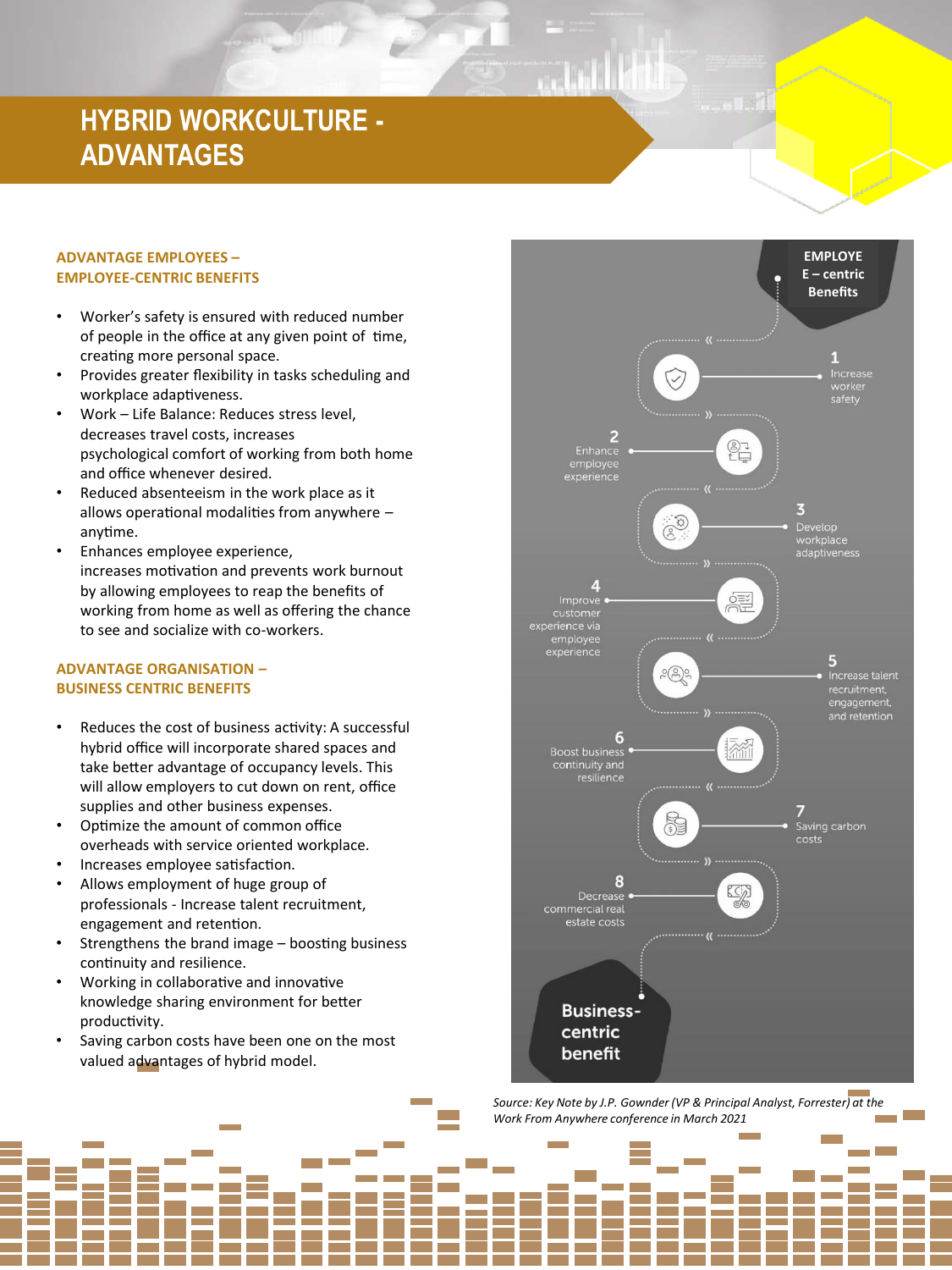# HYBRID WORKCULTURE - ADVANTAGES

## ADVANTAGE EMPLOYEES – EMPLOYEE-CENTRIC BENEFITS

- Worker's safety is ensured with reduced number of people in the office at any given point of time, creating more personal space.
- Provides greater flexibility in tasks scheduling and workplace adaptiveness.
- Work – Life Balance: Reduces stress level, decreases travel costs, increases psychological comfort of working from both home and office whenever desired.
- Reduced absenteeism in the work place as it allows operational modalities from anywhere – anytime.
- Enhances employee experience, increases motivation and prevents work burnout by allowing employees to reap the benefits of working from home as well as offering the chance to see and socialize with co-workers.

## ADVANTAGE ORGANISATION – BUSINESS CENTRIC BENEFITS

- Reduces the cost of business activity: A successful hybrid office will incorporate shared spaces and take better advantage of occupancy levels. This will allow employers to cut down on rent, office supplies and other business expenses.
- Optimize the amount of common office overheads with service oriented workplace.
- Increases employee satisfaction.
- Allows employment of huge group of professionals - Increase talent recruitment, engagement and retention.
- Strengthens the brand image – boosting business continuity and resilience.
- Working in collaborative and innovative knowledge sharing environment for better productivity.
- Saving carbon costs have been one on the most valued advantages of hybrid model.

**EMPLOYEE – centric Benefits**

1. Increase worker safety
2. Enhance employee experience
3. Develop workplace adaptiveness
4. Improve customer experience via employee experience
5. Increase talent recruitment, engagement, and retention
6. Boost business continuity and resilience
7. Saving carbon costs
8. Decrease commercial real estate costs

**Business-centric benefit**

*Source: Key Note by J.P. Gownder (VP & Principal Analyst, Forrester) at the Work From Anywhere conference in March 2021*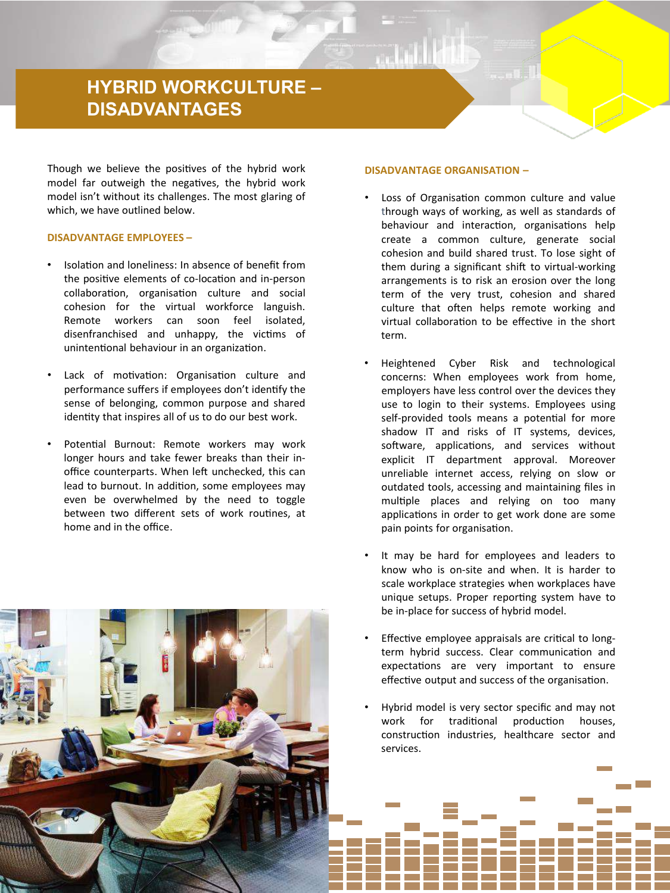# HYBRID WORKCULTURE – DISADVANTAGES

Though we believe the positives of the hybrid work model far outweigh the negatives, the hybrid work model isn't without its challenges. The most glaring of which, we have outlined below.

### DISADVANTAGE EMPLOYEES –

- Isolation and loneliness: In absence of benefit from the positive elements of co-location and in-person collaboration, organisation culture and social cohesion for the virtual workforce languish. Remote workers can soon feel isolated, disenfranchised and unhappy, the victims of unintentional behaviour in an organization.

- Lack of motivation: Organisation culture and performance suffers if employees don't identify the sense of belonging, common purpose and shared identity that inspires all of us to do our best work.

- Potential Burnout: Remote workers may work longer hours and take fewer breaks than their in-office counterparts. When left unchecked, this can lead to burnout. In addition, some employees may even be overwhelmed by the need to toggle between two different sets of work routines, at home and in the office.

### DISADVANTAGE ORGANISATION –

- Loss of Organisation common culture and value through ways of working, as well as standards of behaviour and interaction, organisations help create a common culture, generate social cohesion and build shared trust. To lose sight of them during a significant shift to virtual-working arrangements is to risk an erosion over the long term of the very trust, cohesion and shared culture that often helps remote working and virtual collaboration to be effective in the short term.

- Heightened Cyber Risk and technological concerns: When employees work from home, employers have less control over the devices they use to login to their systems. Employees using self-provided tools means a potential for more shadow IT and risks of IT systems, devices, software, applications, and services without explicit IT department approval. Moreover unreliable internet access, relying on slow or outdated tools, accessing and maintaining files in multiple places and relying on too many applications in order to get work done are some pain points for organisation.

- It may be hard for employees and leaders to know who is on-site and when. It is harder to scale workplace strategies when workplaces have unique setups. Proper reporting system have to be in-place for success of hybrid model.

- Effective employee appraisals are critical to long-term hybrid success. Clear communication and expectations are very important to ensure effective output and success of the organisation.

- Hybrid model is very sector specific and may not work for traditional production houses, construction industries, healthcare sector and services.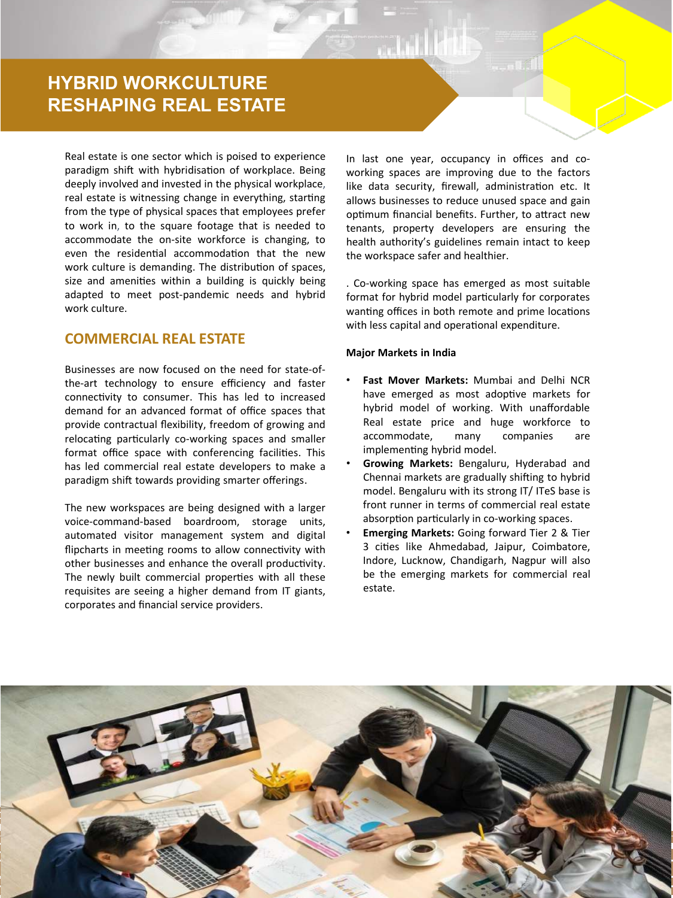# HYBRID WORKCULTURE RESHAPING REAL ESTATE

Real estate is one sector which is poised to experience paradigm shift with hybridisation of workplace. Being deeply involved and invested in the physical workplace, real estate is witnessing change in everything, starting from the type of physical spaces that employees prefer to work in, to the square footage that is needed to accommodate the on-site workforce is changing, to even the residential accommodation that the new work culture is demanding. The distribution of spaces, size and amenities within a building is quickly being adapted to meet post-pandemic needs and hybrid work culture.

## COMMERCIAL REAL ESTATE

Businesses are now focused on the need for state-of-the-art technology to ensure efficiency and faster connectivity to consumer. This has led to increased demand for an advanced format of office spaces that provide contractual flexibility, freedom of growing and relocating particularly co-working spaces and smaller format office space with conferencing facilities. This has led commercial real estate developers to make a paradigm shift towards providing smarter offerings.

The new workspaces are being designed with a larger voice-command-based boardroom, storage units, automated visitor management system and digital flipcharts in meeting rooms to allow connectivity with other businesses and enhance the overall productivity. The newly built commercial properties with all these requisites are seeing a higher demand from IT giants, corporates and financial service providers.

In last one year, occupancy in offices and co-working spaces are improving due to the factors like data security, firewall, administration etc. It allows businesses to reduce unused space and gain optimum financial benefits. Further, to attract new tenants, property developers are ensuring the health authority's guidelines remain intact to keep the workspace safer and healthier.

. Co-working space has emerged as most suitable format for hybrid model particularly for corporates wanting offices in both remote and prime locations with less capital and operational expenditure.

**Major Markets in India**

- **Fast Mover Markets:** Mumbai and Delhi NCR have emerged as most adoptive markets for hybrid model of working. With unaffordable Real estate price and huge workforce to accommodate, many companies are implementing hybrid model.
- **Growing Markets:** Bengaluru, Hyderabad and Chennai markets are gradually shifting to hybrid model. Bengaluru with its strong IT/ ITeS base is front runner in terms of commercial real estate absorption particularly in co-working spaces.
- **Emerging Markets:** Going forward Tier 2 & Tier 3 cities like Ahmedabad, Jaipur, Coimbatore, Indore, Lucknow, Chandigarh, Nagpur will also be the emerging markets for commercial real estate.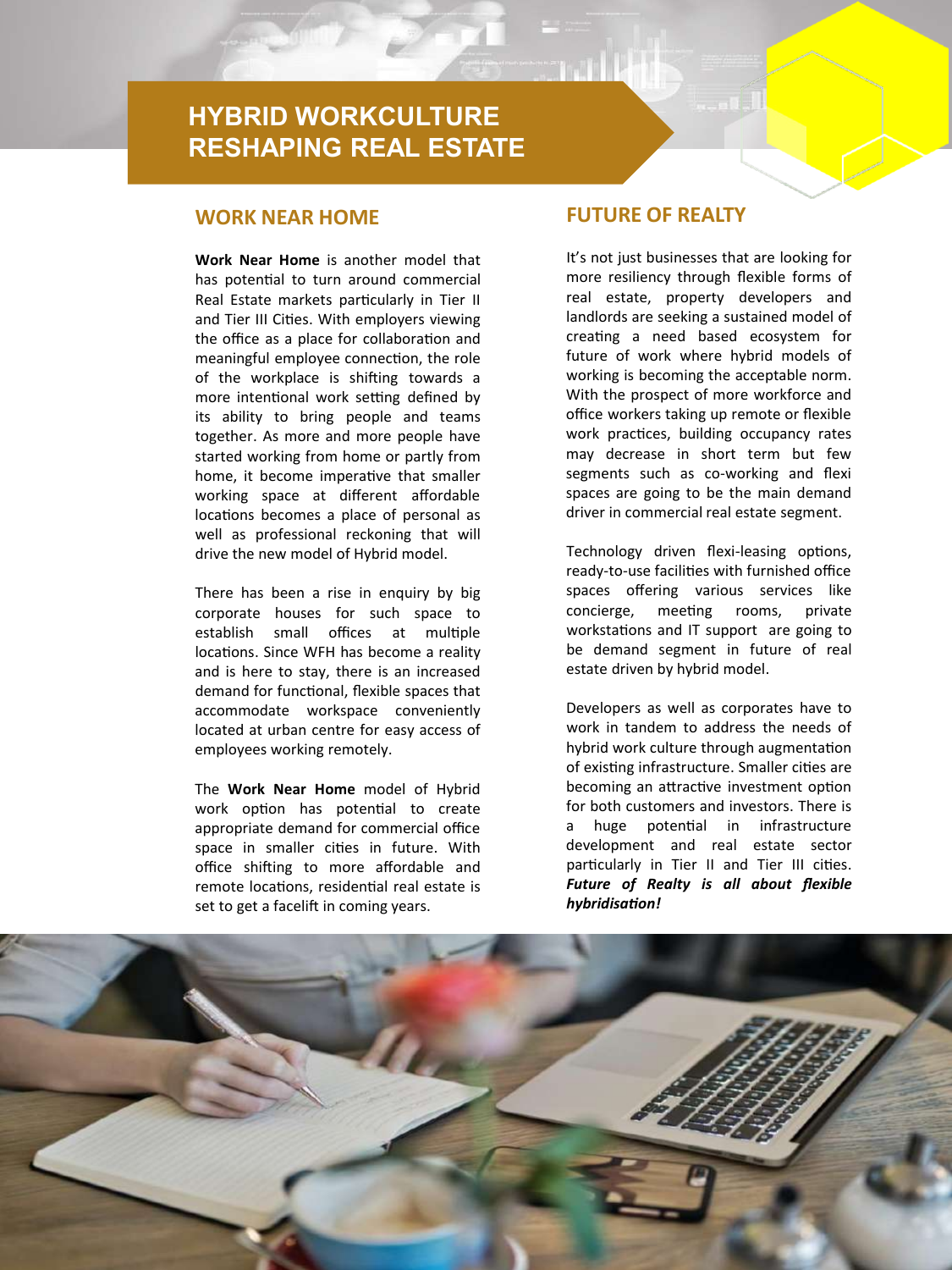# HYBRID WORKCULTURE RESHAPING REAL ESTATE

## WORK NEAR HOME

**Work Near Home** is another model that has potential to turn around commercial Real Estate markets particularly in Tier II and Tier III Cities. With employers viewing the office as a place for collaboration and meaningful employee connection, the role of the workplace is shifting towards a more intentional work setting defined by its ability to bring people and teams together. As more and more people have started working from home or partly from home, it become imperative that smaller working space at different affordable locations becomes a place of personal as well as professional reckoning that will drive the new model of Hybrid model.

There has been a rise in enquiry by big corporate houses for such space to establish small offices at multiple locations. Since WFH has become a reality and is here to stay, there is an increased demand for functional, flexible spaces that accommodate workspace conveniently located at urban centre for easy access of employees working remotely.

The **Work Near Home** model of Hybrid work option has potential to create appropriate demand for commercial office space in smaller cities in future. With office shifting to more affordable and remote locations, residential real estate is set to get a facelift in coming years.

## FUTURE OF REALTY

It's not just businesses that are looking for more resiliency through flexible forms of real estate, property developers and landlords are seeking a sustained model of creating a need based ecosystem for future of work where hybrid models of working is becoming the acceptable norm. With the prospect of more workforce and office workers taking up remote or flexible work practices, building occupancy rates may decrease in short term but few segments such as co-working and flexi spaces are going to be the main demand driver in commercial real estate segment.

Technology driven flexi-leasing options, ready-to-use facilities with furnished office spaces offering various services like concierge, meeting rooms, private workstations and IT support are going to be demand segment in future of real estate driven by hybrid model.

Developers as well as corporates have to work in tandem to address the needs of hybrid work culture through augmentation of existing infrastructure. Smaller cities are becoming an attractive investment option for both customers and investors. There is a huge potential in infrastructure development and real estate sector particularly in Tier II and Tier III cities. ***Future of Realty is all about flexible hybridisation!***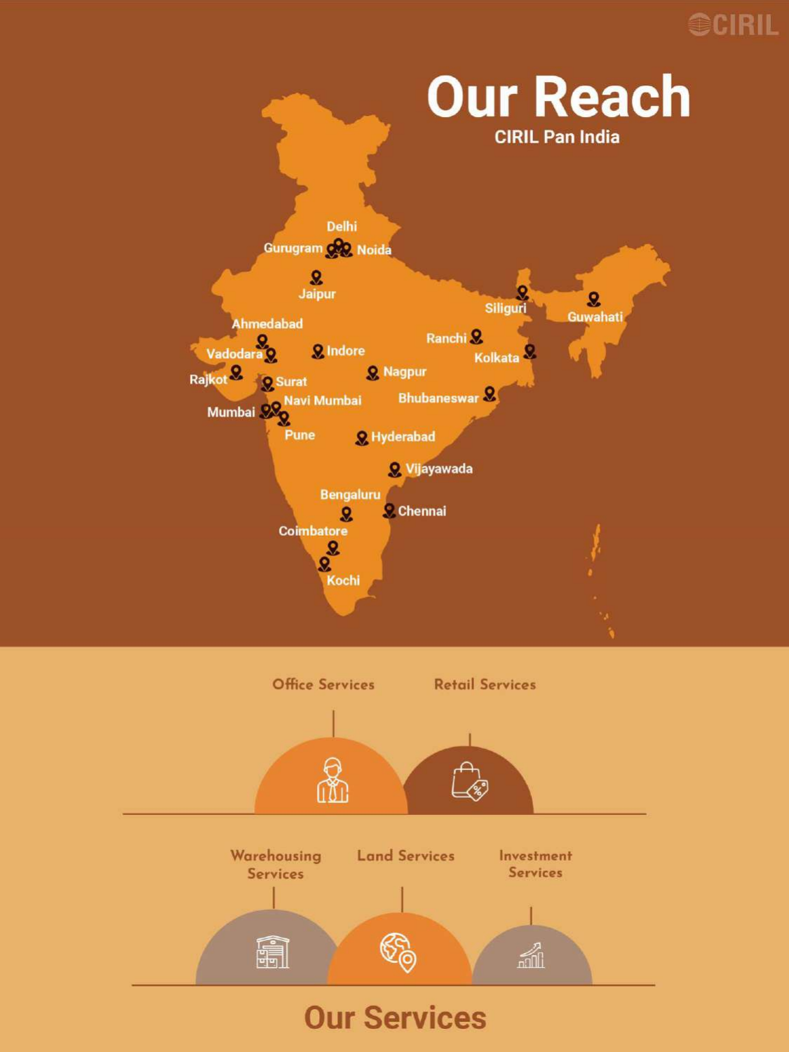# Our Reach

CIRIL Pan India

- Delhi
- Gurugram
- Noida
- Jaipur
- Ahmedabad
- Vadodara
- Rajkot
- Surat
- Navi Mumbai
- Mumbai
- Pune
- Indore
- Nagpur
- Ranchi
- Siliguri
- Guwahati
- Kolkata
- Bhubaneswar
- Hyderabad
- Vijayawada
- Bengaluru
- Chennai
- Coimbatore
- Kochi

# Our Services

- Office Services
- Retail Services
- Warehousing Services
- Land Services
- Investment Services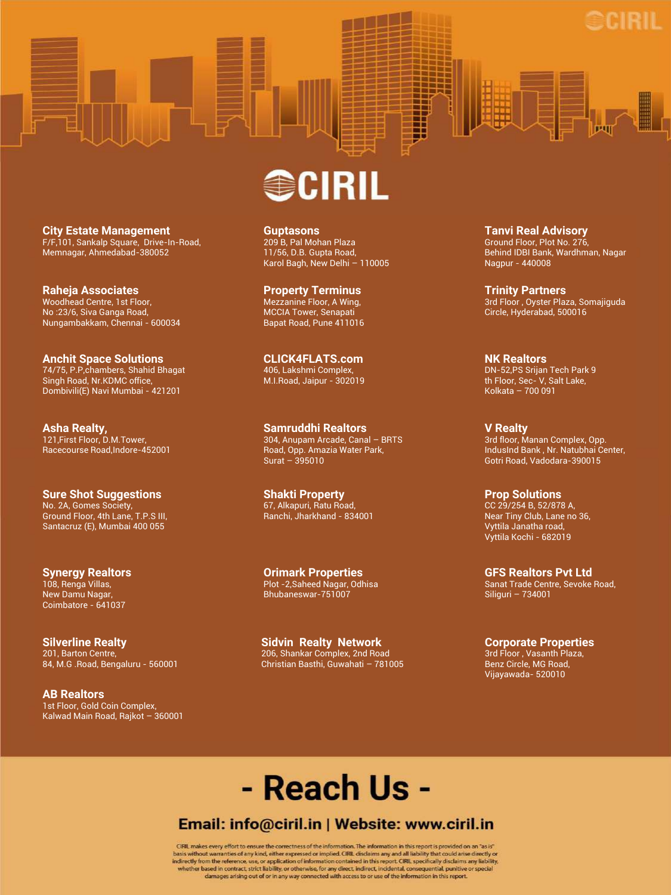# CIRIL

**City Estate Management**
F/F,101, Sankalp Square, Drive-In-Road,
Memnagar, Ahmedabad-380052

**Raheja Associates**
Woodhead Centre, 1st Floor,
No :23/6, Siva Ganga Road,
Nungambakkam, Chennai - 600034

**Anchit Space Solutions**
74/75, P.P,chambers, Shahid Bhagat
Singh Road, Nr.KDMC office,
Dombivili(E) Navi Mumbai - 421201

**Asha Realty,**
121,First Floor, D.M.Tower,
Racecourse Road,Indore-452001

**Sure Shot Suggestions**
No. 2A, Gomes Society,
Ground Floor, 4th Lane, T.P.S III,
Santacruz (E), Mumbai 400 055

**Synergy Realtors**
108, Renga Villas,
New Damu Nagar,
Coimbatore - 641037

**Silverline Realty**
201, Barton Centre,
84, M.G .Road, Bengaluru - 560001

**AB Realtors**
1st Floor, Gold Coin Complex,
Kalwad Main Road, Rajkot – 360001

**Guptasons**
209 B, Pal Mohan Plaza
11/56, D.B. Gupta Road,
Karol Bagh, New Delhi – 110005

**Property Terminus**
Mezzanine Floor, A Wing,
MCCIA Tower, Senapati
Bapat Road, Pune 411016

**CLICK4FLATS.com**
406, Lakshmi Complex,
M.I.Road, Jaipur - 302019

**Samruddhi Realtors**
304, Anupam Arcade, Canal – BRTS
Road, Opp. Amazia Water Park,
Surat – 395010

**Shakti Property**
67, Alkapuri, Ratu Road,
Ranchi, Jharkhand - 834001

**Orimark Properties**
Plot -2,Saheed Nagar, Odhisa
Bhubaneswar-751007

**Sidvin Realty Network**
206, Shankar Complex, 2nd Road
Christian Basthi, Guwahati – 781005

**Tanvi Real Advisory**
Ground Floor, Plot No. 276,
Behind IDBI Bank, Wardhman, Nagar
Nagpur - 440008

**Trinity Partners**
3rd Floor , Oyster Plaza, Somajiguda
Circle, Hyderabad, 500016

**NK Realtors**
DN-52,PS Srijan Tech Park 9
th Floor, Sec- V, Salt Lake,
Kolkata – 700 091

**V Realty**
3rd floor, Manan Complex, Opp.
IndusInd Bank , Nr. Natubhai Center,
Gotri Road, Vadodara-390015

**Prop Solutions**
CC 29/254 B, 52/878 A,
Near Tiny Club, Lane no 36,
Vyttila Janatha road,
Vyttila Kochi - 682019

**GFS Realtors Pvt Ltd**
Sanat Trade Centre, Sevoke Road,
Siliguri – 734001

**Corporate Properties**
3rd Floor , Vasanth Plaza,
Benz Circle, MG Road,
Vijayawada- 520010

# - Reach Us -

**Email: info@ciril.in | Website: www.ciril.in**

CIRIL makes every effort to ensure the correctness of the information. The information in this report is provided on an "as is" basis without warranties of any kind, either expressed or implied. CIRIL disclaims any and all liability that could arise directly or indirectly from the reference, use, or application of information contained in this report. CIRIL specifically disclaims any liability, whether based in contract, strict liability, or otherwise, for any direct, indirect, incidental, consequential, punitive or special damages arising out of or in any way connected with access to or use of the information in this report.